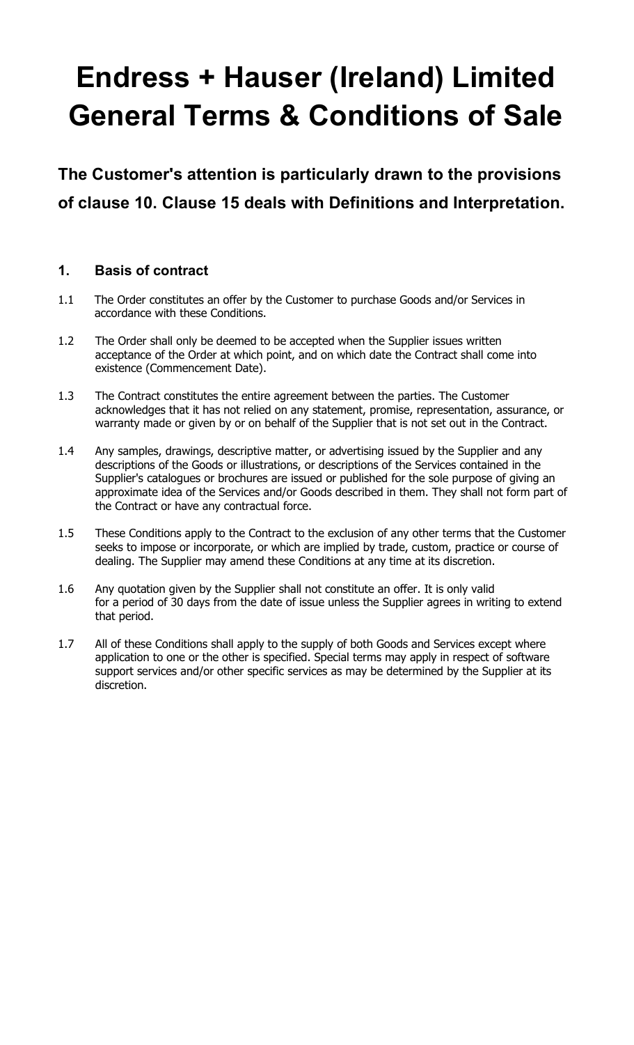# Endress + Hauser (Ireland) Limited General Terms & Conditions of Sale

## The Customer's attention is particularly drawn to the provisions of clause 10. Clause 15 deals with Definitions and Interpretation.

### 1. Basis of contract

1.1 The Order constitutes an offer by the Customer to purchase Goods and/or Services in accordance with these Conditions.

1.2 The Order shall only be deemed to be accepted when the Supplier issues written acceptance of the Order at which point, and on which date the Contract shall come into existence (Commencement Date).

1.3 The Contract constitutes the entire agreement between the parties. The Customer acknowledges that it has not relied on any statement, promise, representation, assurance, or warranty made or given by or on behalf of the Supplier that is not set out in the Contract.

1.4 Any samples, drawings, descriptive matter, or advertising issued by the Supplier and any descriptions of the Goods or illustrations, or descriptions of the Services contained in the Supplier's catalogues or brochures are issued or published for the sole purpose of giving an approximate idea of the Services and/or Goods described in them. They shall not form part of the Contract or have any contractual force.

1.5 These Conditions apply to the Contract to the exclusion of any other terms that the Customer seeks to impose or incorporate, or which are implied by trade, custom, practice or course of dealing. The Supplier may amend these Conditions at any time at its discretion.

1.6 Any quotation given by the Supplier shall not constitute an offer. It is only valid for a period of 30 days from the date of issue unless the Supplier agrees in writing to extend that period.

1.7 All of these Conditions shall apply to the supply of both Goods and Services except where application to one or the other is specified. Special terms may apply in respect of software support services and/or other specific services as may be determined by the Supplier at its discretion.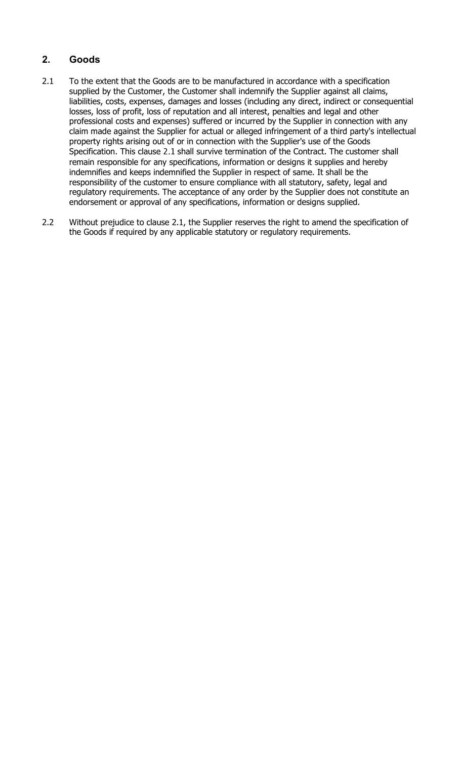## 2. Goods

2.1 To the extent that the Goods are to be manufactured in accordance with a specification supplied by the Customer, the Customer shall indemnify the Supplier against all claims, liabilities, costs, expenses, damages and losses (including any direct, indirect or consequential losses, loss of profit, loss of reputation and all interest, penalties and legal and other professional costs and expenses) suffered or incurred by the Supplier in connection with any claim made against the Supplier for actual or alleged infringement of a third party's intellectual property rights arising out of or in connection with the Supplier's use of the Goods Specification. This clause 2.1 shall survive termination of the Contract. The customer shall remain responsible for any specifications, information or designs it supplies and hereby indemnifies and keeps indemnified the Supplier in respect of same. It shall be the responsibility of the customer to ensure compliance with all statutory, safety, legal and regulatory requirements. The acceptance of any order by the Supplier does not constitute an endorsement or approval of any specifications, information or designs supplied.

2.2 Without prejudice to clause 2.1, the Supplier reserves the right to amend the specification of the Goods if required by any applicable statutory or regulatory requirements.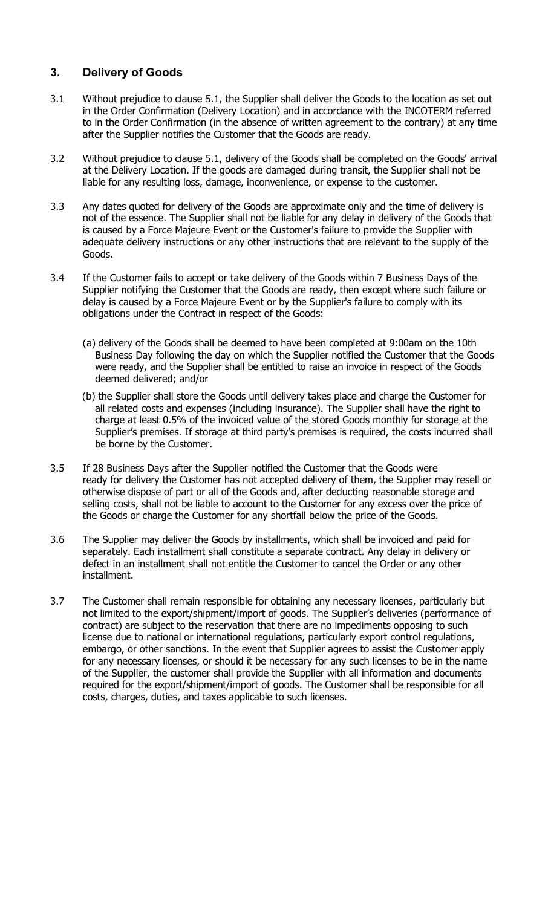## 3. Delivery of Goods

3.1 Without prejudice to clause 5.1, the Supplier shall deliver the Goods to the location as set out in the Order Confirmation (Delivery Location) and in accordance with the INCOTERM referred to in the Order Confirmation (in the absence of written agreement to the contrary) at any time after the Supplier notifies the Customer that the Goods are ready.

3.2 Without prejudice to clause 5.1, delivery of the Goods shall be completed on the Goods' arrival at the Delivery Location. If the goods are damaged during transit, the Supplier shall not be liable for any resulting loss, damage, inconvenience, or expense to the customer.

3.3 Any dates quoted for delivery of the Goods are approximate only and the time of delivery is not of the essence. The Supplier shall not be liable for any delay in delivery of the Goods that is caused by a Force Majeure Event or the Customer's failure to provide the Supplier with adequate delivery instructions or any other instructions that are relevant to the supply of the Goods.

3.4 If the Customer fails to accept or take delivery of the Goods within 7 Business Days of the Supplier notifying the Customer that the Goods are ready, then except where such failure or delay is caused by a Force Majeure Event or by the Supplier's failure to comply with its obligations under the Contract in respect of the Goods:

(a) delivery of the Goods shall be deemed to have been completed at 9:00am on the 10th Business Day following the day on which the Supplier notified the Customer that the Goods were ready, and the Supplier shall be entitled to raise an invoice in respect of the Goods deemed delivered; and/or

(b) the Supplier shall store the Goods until delivery takes place and charge the Customer for all related costs and expenses (including insurance). The Supplier shall have the right to charge at least 0.5% of the invoiced value of the stored Goods monthly for storage at the Supplier's premises. If storage at third party's premises is required, the costs incurred shall be borne by the Customer.

3.5 If 28 Business Days after the Supplier notified the Customer that the Goods were ready for delivery the Customer has not accepted delivery of them, the Supplier may resell or otherwise dispose of part or all of the Goods and, after deducting reasonable storage and selling costs, shall not be liable to account to the Customer for any excess over the price of the Goods or charge the Customer for any shortfall below the price of the Goods.

3.6 The Supplier may deliver the Goods by installments, which shall be invoiced and paid for separately. Each installment shall constitute a separate contract. Any delay in delivery or defect in an installment shall not entitle the Customer to cancel the Order or any other installment.

3.7 The Customer shall remain responsible for obtaining any necessary licenses, particularly but not limited to the export/shipment/import of goods. The Supplier's deliveries (performance of contract) are subject to the reservation that there are no impediments opposing to such license due to national or international regulations, particularly export control regulations, embargo, or other sanctions. In the event that Supplier agrees to assist the Customer apply for any necessary licenses, or should it be necessary for any such licenses to be in the name of the Supplier, the customer shall provide the Supplier with all information and documents required for the export/shipment/import of goods. The Customer shall be responsible for all costs, charges, duties, and taxes applicable to such licenses.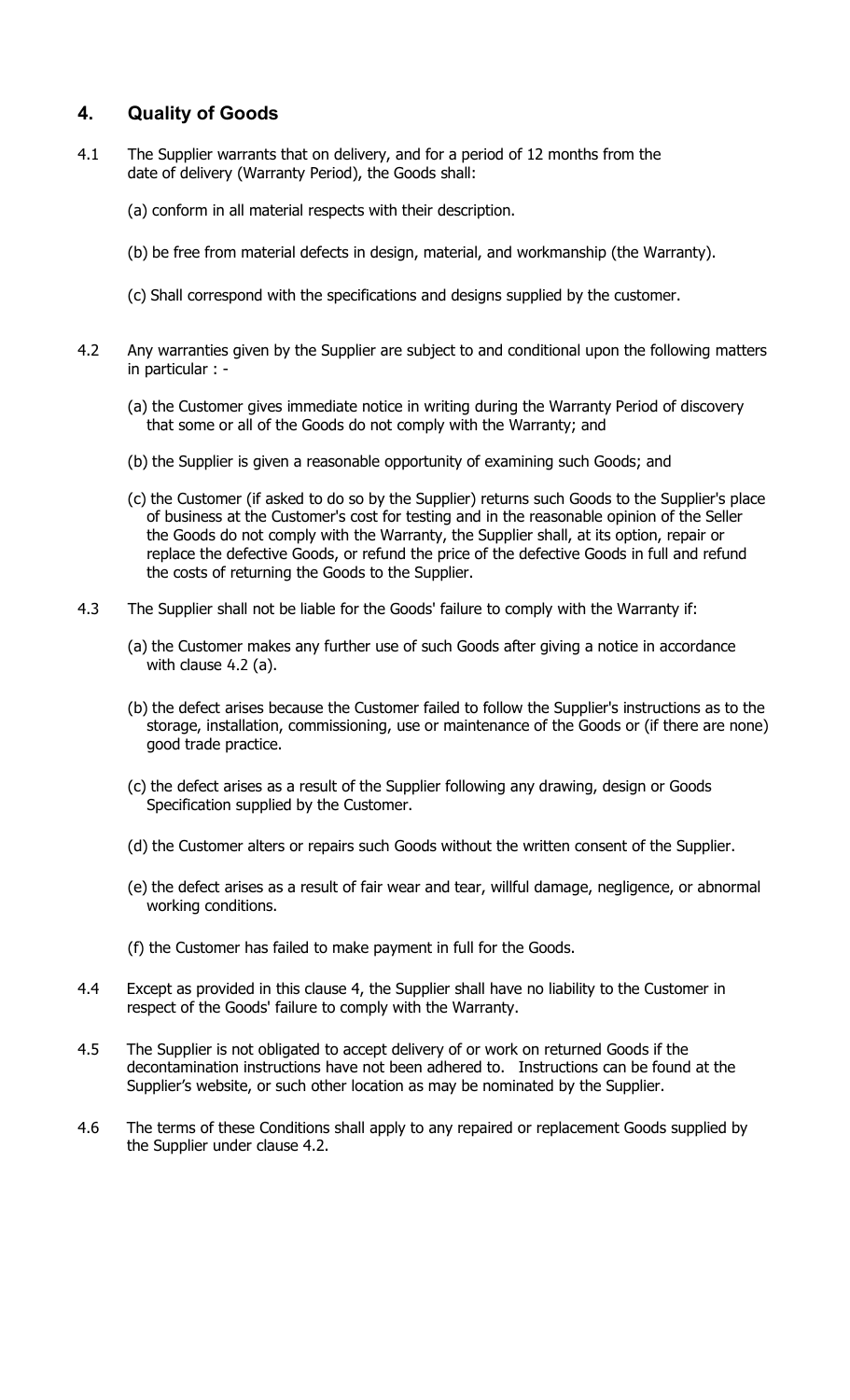## 4. Quality of Goods

4.1 The Supplier warrants that on delivery, and for a period of 12 months from the date of delivery (Warranty Period), the Goods shall:

(a) conform in all material respects with their description.

(b) be free from material defects in design, material, and workmanship (the Warranty).

(c) Shall correspond with the specifications and designs supplied by the customer.

4.2 Any warranties given by the Supplier are subject to and conditional upon the following matters in particular : -

(a) the Customer gives immediate notice in writing during the Warranty Period of discovery that some or all of the Goods do not comply with the Warranty; and

(b) the Supplier is given a reasonable opportunity of examining such Goods; and

(c) the Customer (if asked to do so by the Supplier) returns such Goods to the Supplier's place of business at the Customer's cost for testing and in the reasonable opinion of the Seller the Goods do not comply with the Warranty, the Supplier shall, at its option, repair or replace the defective Goods, or refund the price of the defective Goods in full and refund the costs of returning the Goods to the Supplier.

4.3 The Supplier shall not be liable for the Goods' failure to comply with the Warranty if:

(a) the Customer makes any further use of such Goods after giving a notice in accordance with clause 4.2 (a).

(b) the defect arises because the Customer failed to follow the Supplier's instructions as to the storage, installation, commissioning, use or maintenance of the Goods or (if there are none) good trade practice.

(c) the defect arises as a result of the Supplier following any drawing, design or Goods Specification supplied by the Customer.

(d) the Customer alters or repairs such Goods without the written consent of the Supplier.

(e) the defect arises as a result of fair wear and tear, willful damage, negligence, or abnormal working conditions.

(f) the Customer has failed to make payment in full for the Goods.

4.4 Except as provided in this clause 4, the Supplier shall have no liability to the Customer in respect of the Goods' failure to comply with the Warranty.

4.5 The Supplier is not obligated to accept delivery of or work on returned Goods if the decontamination instructions have not been adhered to. Instructions can be found at the Supplier's website, or such other location as may be nominated by the Supplier.

4.6 The terms of these Conditions shall apply to any repaired or replacement Goods supplied by the Supplier under clause 4.2.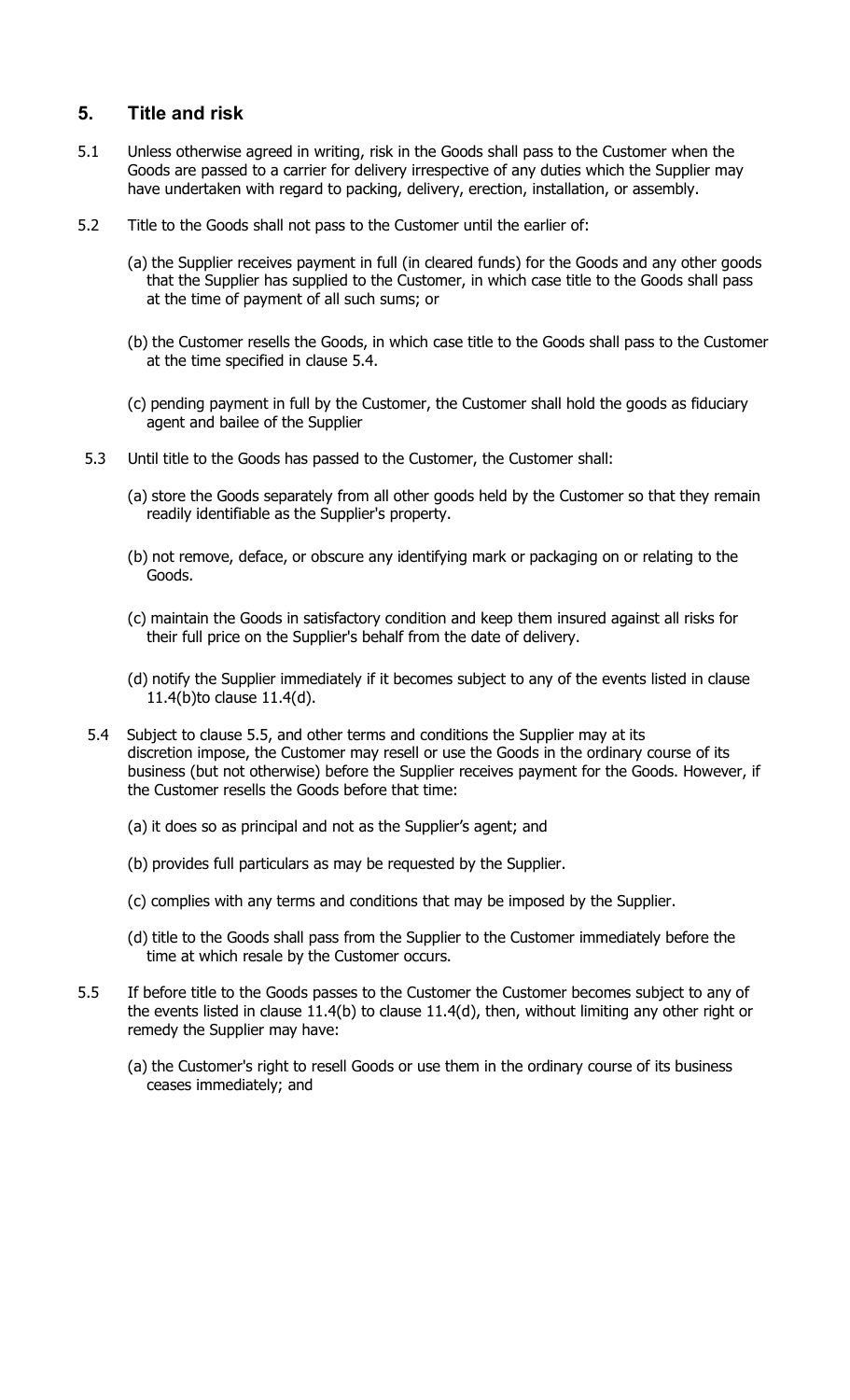## 5. Title and risk

5.1 Unless otherwise agreed in writing, risk in the Goods shall pass to the Customer when the Goods are passed to a carrier for delivery irrespective of any duties which the Supplier may have undertaken with regard to packing, delivery, erection, installation, or assembly.

5.2 Title to the Goods shall not pass to the Customer until the earlier of:

(a) the Supplier receives payment in full (in cleared funds) for the Goods and any other goods that the Supplier has supplied to the Customer, in which case title to the Goods shall pass at the time of payment of all such sums; or

(b) the Customer resells the Goods, in which case title to the Goods shall pass to the Customer at the time specified in clause 5.4.

(c) pending payment in full by the Customer, the Customer shall hold the goods as fiduciary agent and bailee of the Supplier

5.3 Until title to the Goods has passed to the Customer, the Customer shall:

(a) store the Goods separately from all other goods held by the Customer so that they remain readily identifiable as the Supplier's property.

(b) not remove, deface, or obscure any identifying mark or packaging on or relating to the Goods.

(c) maintain the Goods in satisfactory condition and keep them insured against all risks for their full price on the Supplier's behalf from the date of delivery.

(d) notify the Supplier immediately if it becomes subject to any of the events listed in clause 11.4(b)to clause 11.4(d).

5.4 Subject to clause 5.5, and other terms and conditions the Supplier may at its discretion impose, the Customer may resell or use the Goods in the ordinary course of its business (but not otherwise) before the Supplier receives payment for the Goods. However, if the Customer resells the Goods before that time:

(a) it does so as principal and not as the Supplier's agent; and

(b) provides full particulars as may be requested by the Supplier.

(c) complies with any terms and conditions that may be imposed by the Supplier.

(d) title to the Goods shall pass from the Supplier to the Customer immediately before the time at which resale by the Customer occurs.

5.5 If before title to the Goods passes to the Customer the Customer becomes subject to any of the events listed in clause 11.4(b) to clause 11.4(d), then, without limiting any other right or remedy the Supplier may have:

(a) the Customer's right to resell Goods or use them in the ordinary course of its business ceases immediately; and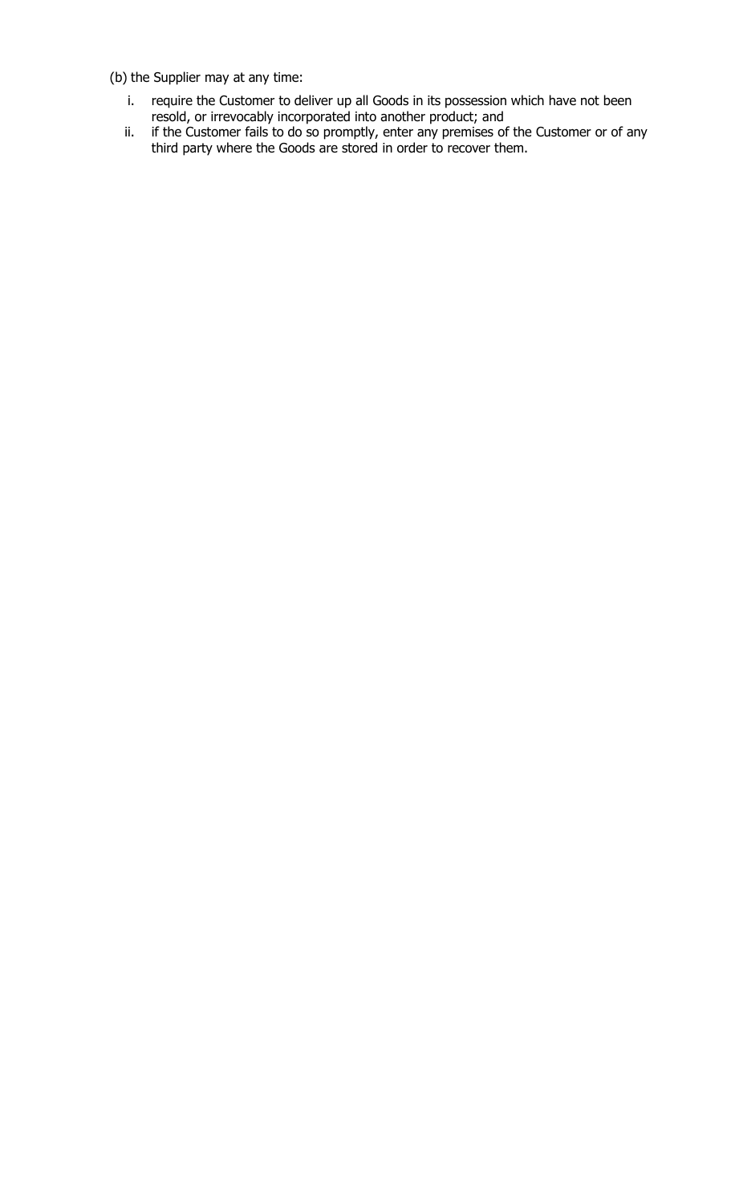(b) the Supplier may at any time:

i. require the Customer to deliver up all Goods in its possession which have not been resold, or irrevocably incorporated into another product; and
ii. if the Customer fails to do so promptly, enter any premises of the Customer or of any third party where the Goods are stored in order to recover them.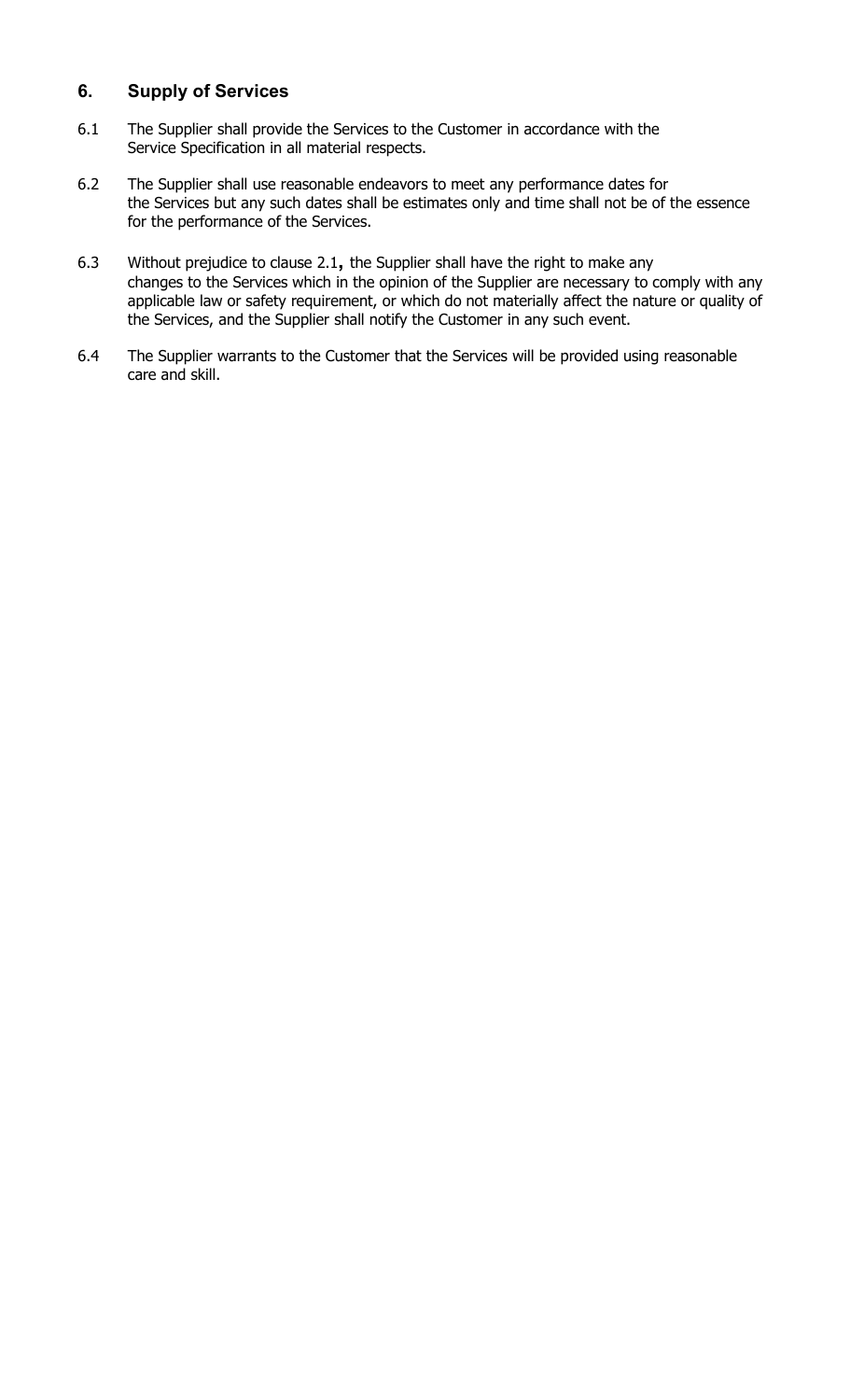## 6. Supply of Services

6.1 The Supplier shall provide the Services to the Customer in accordance with the Service Specification in all material respects.

6.2 The Supplier shall use reasonable endeavors to meet any performance dates for the Services but any such dates shall be estimates only and time shall not be of the essence for the performance of the Services.

6.3 Without prejudice to clause 2.1**,** the Supplier shall have the right to make any changes to the Services which in the opinion of the Supplier are necessary to comply with any applicable law or safety requirement, or which do not materially affect the nature or quality of the Services, and the Supplier shall notify the Customer in any such event.

6.4 The Supplier warrants to the Customer that the Services will be provided using reasonable care and skill.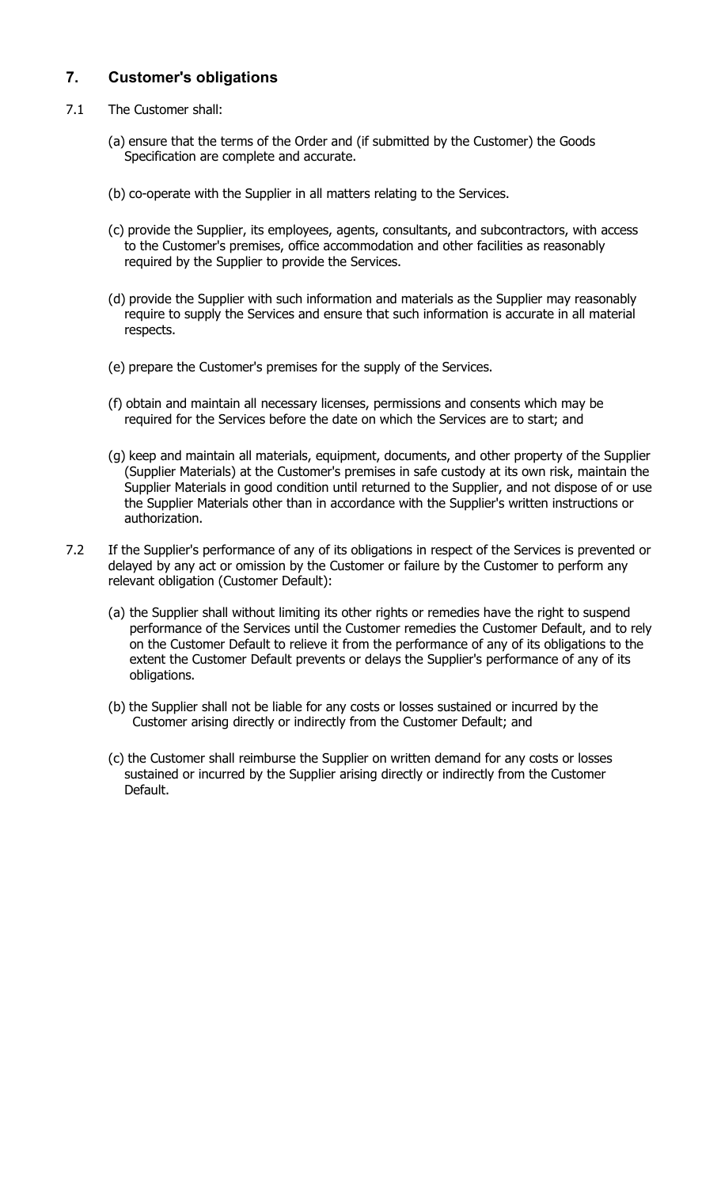## 7. Customer's obligations

7.1 The Customer shall:

(a) ensure that the terms of the Order and (if submitted by the Customer) the Goods Specification are complete and accurate.

(b) co-operate with the Supplier in all matters relating to the Services.

(c) provide the Supplier, its employees, agents, consultants, and subcontractors, with access to the Customer's premises, office accommodation and other facilities as reasonably required by the Supplier to provide the Services.

(d) provide the Supplier with such information and materials as the Supplier may reasonably require to supply the Services and ensure that such information is accurate in all material respects.

(e) prepare the Customer's premises for the supply of the Services.

(f) obtain and maintain all necessary licenses, permissions and consents which may be required for the Services before the date on which the Services are to start; and

(g) keep and maintain all materials, equipment, documents, and other property of the Supplier (Supplier Materials) at the Customer's premises in safe custody at its own risk, maintain the Supplier Materials in good condition until returned to the Supplier, and not dispose of or use the Supplier Materials other than in accordance with the Supplier's written instructions or authorization.

7.2 If the Supplier's performance of any of its obligations in respect of the Services is prevented or delayed by any act or omission by the Customer or failure by the Customer to perform any relevant obligation (Customer Default):

(a) the Supplier shall without limiting its other rights or remedies have the right to suspend performance of the Services until the Customer remedies the Customer Default, and to rely on the Customer Default to relieve it from the performance of any of its obligations to the extent the Customer Default prevents or delays the Supplier's performance of any of its obligations.

(b) the Supplier shall not be liable for any costs or losses sustained or incurred by the Customer arising directly or indirectly from the Customer Default; and

(c) the Customer shall reimburse the Supplier on written demand for any costs or losses sustained or incurred by the Supplier arising directly or indirectly from the Customer Default.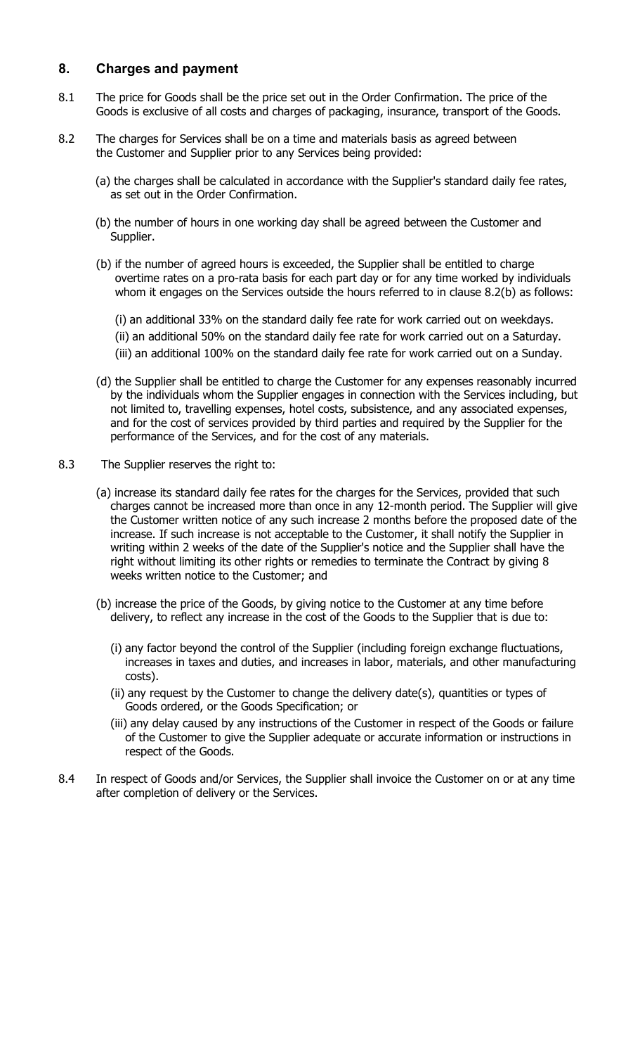## 8. Charges and payment

8.1 The price for Goods shall be the price set out in the Order Confirmation. The price of the Goods is exclusive of all costs and charges of packaging, insurance, transport of the Goods.

8.2 The charges for Services shall be on a time and materials basis as agreed between the Customer and Supplier prior to any Services being provided:

(a) the charges shall be calculated in accordance with the Supplier's standard daily fee rates, as set out in the Order Confirmation.

(b) the number of hours in one working day shall be agreed between the Customer and Supplier.

(b) if the number of agreed hours is exceeded, the Supplier shall be entitled to charge overtime rates on a pro-rata basis for each part day or for any time worked by individuals whom it engages on the Services outside the hours referred to in clause 8.2(b) as follows:

(i) an additional 33% on the standard daily fee rate for work carried out on weekdays.

(ii) an additional 50% on the standard daily fee rate for work carried out on a Saturday.

(iii) an additional 100% on the standard daily fee rate for work carried out on a Sunday.

(d) the Supplier shall be entitled to charge the Customer for any expenses reasonably incurred by the individuals whom the Supplier engages in connection with the Services including, but not limited to, travelling expenses, hotel costs, subsistence, and any associated expenses, and for the cost of services provided by third parties and required by the Supplier for the performance of the Services, and for the cost of any materials.

8.3 The Supplier reserves the right to:

(a) increase its standard daily fee rates for the charges for the Services, provided that such charges cannot be increased more than once in any 12-month period. The Supplier will give the Customer written notice of any such increase 2 months before the proposed date of the increase. If such increase is not acceptable to the Customer, it shall notify the Supplier in writing within 2 weeks of the date of the Supplier's notice and the Supplier shall have the right without limiting its other rights or remedies to terminate the Contract by giving 8 weeks written notice to the Customer; and

(b) increase the price of the Goods, by giving notice to the Customer at any time before delivery, to reflect any increase in the cost of the Goods to the Supplier that is due to:

(i) any factor beyond the control of the Supplier (including foreign exchange fluctuations, increases in taxes and duties, and increases in labor, materials, and other manufacturing costs).

(ii) any request by the Customer to change the delivery date(s), quantities or types of Goods ordered, or the Goods Specification; or

(iii) any delay caused by any instructions of the Customer in respect of the Goods or failure of the Customer to give the Supplier adequate or accurate information or instructions in respect of the Goods.

8.4 In respect of Goods and/or Services, the Supplier shall invoice the Customer on or at any time after completion of delivery or the Services.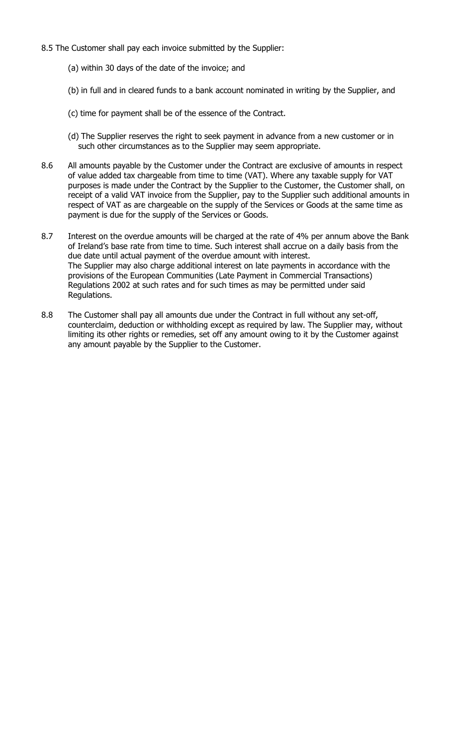8.5 The Customer shall pay each invoice submitted by the Supplier:

(a) within 30 days of the date of the invoice; and

(b) in full and in cleared funds to a bank account nominated in writing by the Supplier, and

(c) time for payment shall be of the essence of the Contract.

(d) The Supplier reserves the right to seek payment in advance from a new customer or in such other circumstances as to the Supplier may seem appropriate.

8.6 All amounts payable by the Customer under the Contract are exclusive of amounts in respect of value added tax chargeable from time to time (VAT). Where any taxable supply for VAT purposes is made under the Contract by the Supplier to the Customer, the Customer shall, on receipt of a valid VAT invoice from the Supplier, pay to the Supplier such additional amounts in respect of VAT as are chargeable on the supply of the Services or Goods at the same time as payment is due for the supply of the Services or Goods.

8.7 Interest on the overdue amounts will be charged at the rate of 4% per annum above the Bank of Ireland's base rate from time to time. Such interest shall accrue on a daily basis from the due date until actual payment of the overdue amount with interest.
The Supplier may also charge additional interest on late payments in accordance with the provisions of the European Communities (Late Payment in Commercial Transactions) Regulations 2002 at such rates and for such times as may be permitted under said Regulations.

8.8 The Customer shall pay all amounts due under the Contract in full without any set-off, counterclaim, deduction or withholding except as required by law. The Supplier may, without limiting its other rights or remedies, set off any amount owing to it by the Customer against any amount payable by the Supplier to the Customer.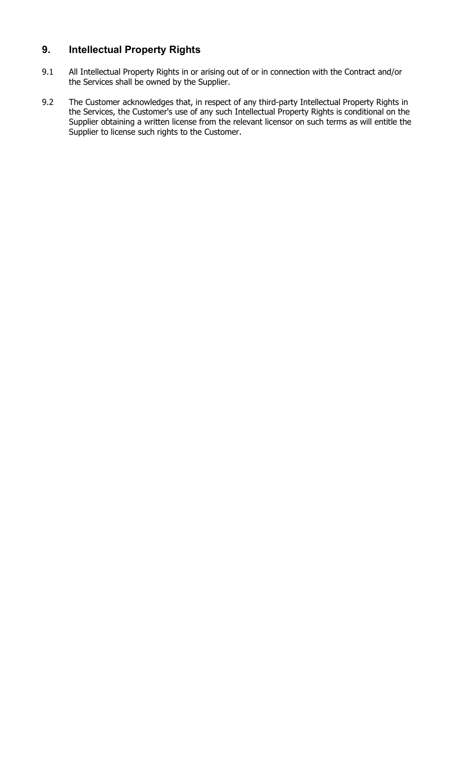## 9. Intellectual Property Rights

9.1 All Intellectual Property Rights in or arising out of or in connection with the Contract and/or the Services shall be owned by the Supplier.

9.2 The Customer acknowledges that, in respect of any third-party Intellectual Property Rights in the Services, the Customer's use of any such Intellectual Property Rights is conditional on the Supplier obtaining a written license from the relevant licensor on such terms as will entitle the Supplier to license such rights to the Customer.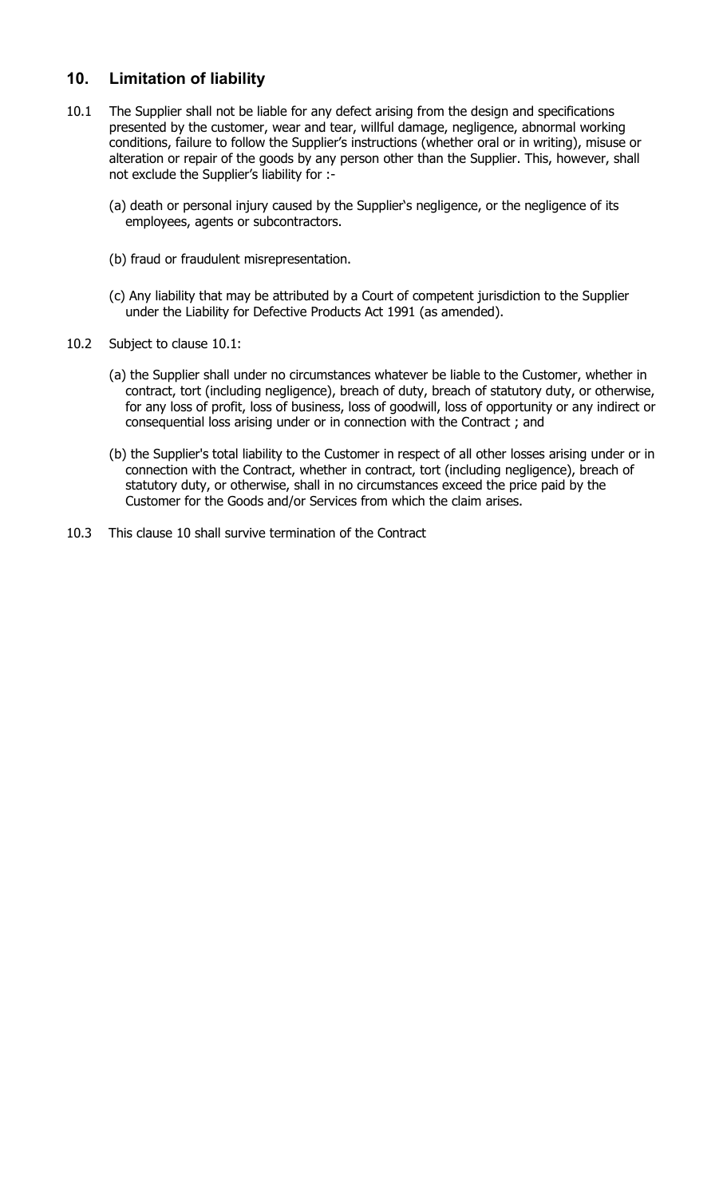## 10. Limitation of liability

10.1 The Supplier shall not be liable for any defect arising from the design and specifications presented by the customer, wear and tear, willful damage, negligence, abnormal working conditions, failure to follow the Supplier's instructions (whether oral or in writing), misuse or alteration or repair of the goods by any person other than the Supplier. This, however, shall not exclude the Supplier's liability for :-

(a) death or personal injury caused by the Supplier's negligence, or the negligence of its employees, agents or subcontractors.

(b) fraud or fraudulent misrepresentation.

(c) Any liability that may be attributed by a Court of competent jurisdiction to the Supplier under the Liability for Defective Products Act 1991 (as amended).

10.2 Subject to clause 10.1:

(a) the Supplier shall under no circumstances whatever be liable to the Customer, whether in contract, tort (including negligence), breach of duty, breach of statutory duty, or otherwise, for any loss of profit, loss of business, loss of goodwill, loss of opportunity or any indirect or consequential loss arising under or in connection with the Contract ; and

(b) the Supplier's total liability to the Customer in respect of all other losses arising under or in connection with the Contract, whether in contract, tort (including negligence), breach of statutory duty, or otherwise, shall in no circumstances exceed the price paid by the Customer for the Goods and/or Services from which the claim arises.

10.3 This clause 10 shall survive termination of the Contract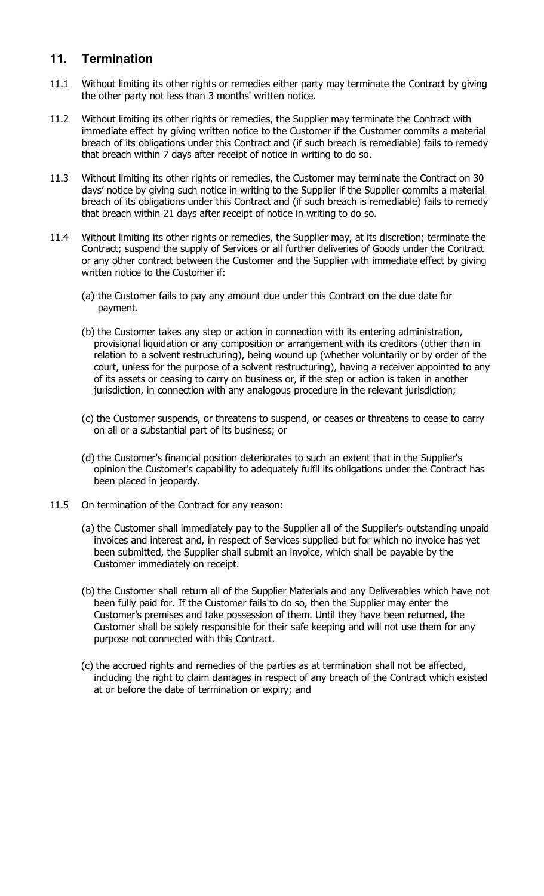## 11. Termination

11.1 Without limiting its other rights or remedies either party may terminate the Contract by giving the other party not less than 3 months' written notice.

11.2 Without limiting its other rights or remedies, the Supplier may terminate the Contract with immediate effect by giving written notice to the Customer if the Customer commits a material breach of its obligations under this Contract and (if such breach is remediable) fails to remedy that breach within 7 days after receipt of notice in writing to do so.

11.3 Without limiting its other rights or remedies, the Customer may terminate the Contract on 30 days' notice by giving such notice in writing to the Supplier if the Supplier commits a material breach of its obligations under this Contract and (if such breach is remediable) fails to remedy that breach within 21 days after receipt of notice in writing to do so.

11.4 Without limiting its other rights or remedies, the Supplier may, at its discretion; terminate the Contract; suspend the supply of Services or all further deliveries of Goods under the Contract or any other contract between the Customer and the Supplier with immediate effect by giving written notice to the Customer if:

(a) the Customer fails to pay any amount due under this Contract on the due date for payment.

(b) the Customer takes any step or action in connection with its entering administration, provisional liquidation or any composition or arrangement with its creditors (other than in relation to a solvent restructuring), being wound up (whether voluntarily or by order of the court, unless for the purpose of a solvent restructuring), having a receiver appointed to any of its assets or ceasing to carry on business or, if the step or action is taken in another jurisdiction, in connection with any analogous procedure in the relevant jurisdiction;

(c) the Customer suspends, or threatens to suspend, or ceases or threatens to cease to carry on all or a substantial part of its business; or

(d) the Customer's financial position deteriorates to such an extent that in the Supplier's opinion the Customer's capability to adequately fulfil its obligations under the Contract has been placed in jeopardy.

11.5 On termination of the Contract for any reason:

(a) the Customer shall immediately pay to the Supplier all of the Supplier's outstanding unpaid invoices and interest and, in respect of Services supplied but for which no invoice has yet been submitted, the Supplier shall submit an invoice, which shall be payable by the Customer immediately on receipt.

(b) the Customer shall return all of the Supplier Materials and any Deliverables which have not been fully paid for. If the Customer fails to do so, then the Supplier may enter the Customer's premises and take possession of them. Until they have been returned, the Customer shall be solely responsible for their safe keeping and will not use them for any purpose not connected with this Contract.

(c) the accrued rights and remedies of the parties as at termination shall not be affected, including the right to claim damages in respect of any breach of the Contract which existed at or before the date of termination or expiry; and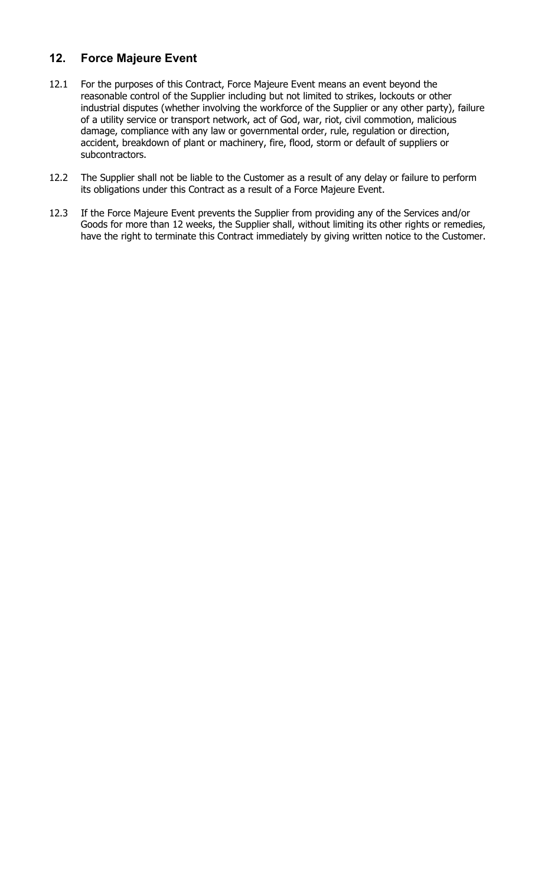## 12. Force Majeure Event

12.1 For the purposes of this Contract, Force Majeure Event means an event beyond the reasonable control of the Supplier including but not limited to strikes, lockouts or other industrial disputes (whether involving the workforce of the Supplier or any other party), failure of a utility service or transport network, act of God, war, riot, civil commotion, malicious damage, compliance with any law or governmental order, rule, regulation or direction, accident, breakdown of plant or machinery, fire, flood, storm or default of suppliers or subcontractors.

12.2 The Supplier shall not be liable to the Customer as a result of any delay or failure to perform its obligations under this Contract as a result of a Force Majeure Event.

12.3 If the Force Majeure Event prevents the Supplier from providing any of the Services and/or Goods for more than 12 weeks, the Supplier shall, without limiting its other rights or remedies, have the right to terminate this Contract immediately by giving written notice to the Customer.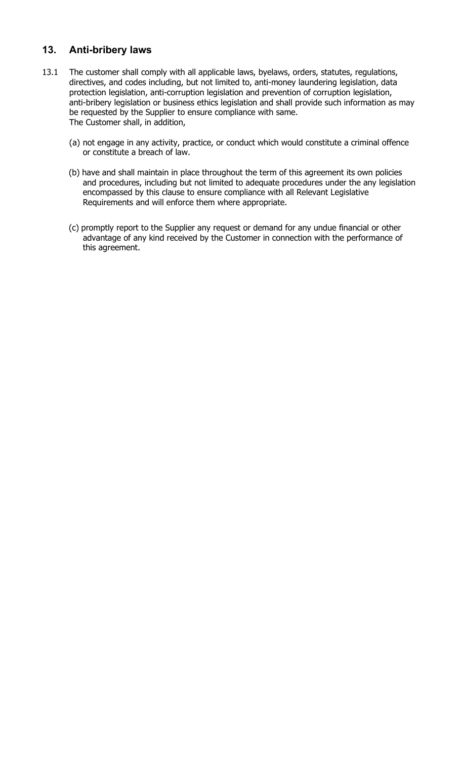## 13. Anti-bribery laws

13.1 The customer shall comply with all applicable laws, byelaws, orders, statutes, regulations, directives, and codes including, but not limited to, anti-money laundering legislation, data protection legislation, anti-corruption legislation and prevention of corruption legislation, anti-bribery legislation or business ethics legislation and shall provide such information as may be requested by the Supplier to ensure compliance with same.
The Customer shall, in addition,

(a) not engage in any activity, practice, or conduct which would constitute a criminal offence or constitute a breach of law.

(b) have and shall maintain in place throughout the term of this agreement its own policies and procedures, including but not limited to adequate procedures under the any legislation encompassed by this clause to ensure compliance with all Relevant Legislative Requirements and will enforce them where appropriate.

(c) promptly report to the Supplier any request or demand for any undue financial or other advantage of any kind received by the Customer in connection with the performance of this agreement.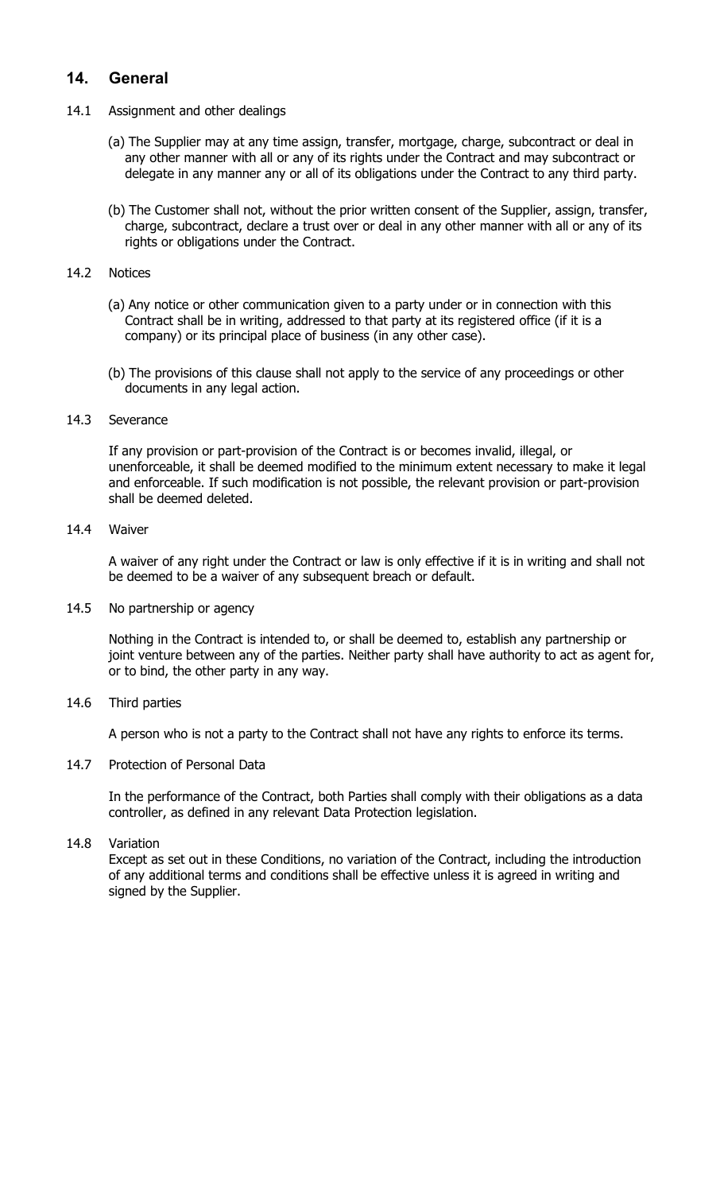## 14. General

14.1 Assignment and other dealings

(a) The Supplier may at any time assign, transfer, mortgage, charge, subcontract or deal in any other manner with all or any of its rights under the Contract and may subcontract or delegate in any manner any or all of its obligations under the Contract to any third party.

(b) The Customer shall not, without the prior written consent of the Supplier, assign, transfer, charge, subcontract, declare a trust over or deal in any other manner with all or any of its rights or obligations under the Contract.

14.2 Notices

(a) Any notice or other communication given to a party under or in connection with this Contract shall be in writing, addressed to that party at its registered office (if it is a company) or its principal place of business (in any other case).

(b) The provisions of this clause shall not apply to the service of any proceedings or other documents in any legal action.

14.3 Severance

If any provision or part-provision of the Contract is or becomes invalid, illegal, or unenforceable, it shall be deemed modified to the minimum extent necessary to make it legal and enforceable. If such modification is not possible, the relevant provision or part-provision shall be deemed deleted.

14.4 Waiver

A waiver of any right under the Contract or law is only effective if it is in writing and shall not be deemed to be a waiver of any subsequent breach or default.

14.5 No partnership or agency

Nothing in the Contract is intended to, or shall be deemed to, establish any partnership or joint venture between any of the parties. Neither party shall have authority to act as agent for, or to bind, the other party in any way.

14.6 Third parties

A person who is not a party to the Contract shall not have any rights to enforce its terms.

14.7 Protection of Personal Data

In the performance of the Contract, both Parties shall comply with their obligations as a data controller, as defined in any relevant Data Protection legislation.

14.8 Variation

Except as set out in these Conditions, no variation of the Contract, including the introduction of any additional terms and conditions shall be effective unless it is agreed in writing and signed by the Supplier.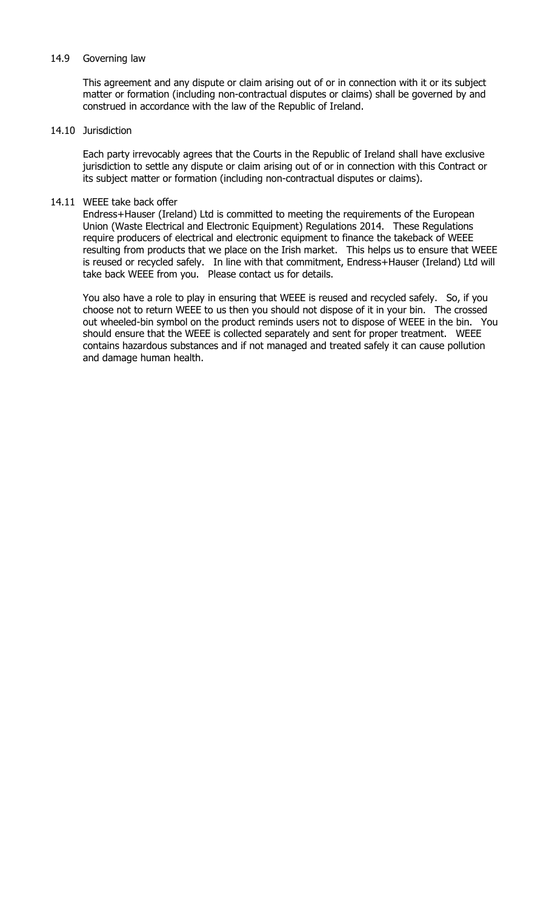### 14.9 Governing law

This agreement and any dispute or claim arising out of or in connection with it or its subject matter or formation (including non-contractual disputes or claims) shall be governed by and construed in accordance with the law of the Republic of Ireland.

### 14.10 Jurisdiction

Each party irrevocably agrees that the Courts in the Republic of Ireland shall have exclusive jurisdiction to settle any dispute or claim arising out of or in connection with this Contract or its subject matter or formation (including non-contractual disputes or claims).

### 14.11 WEEE take back offer

Endress+Hauser (Ireland) Ltd is committed to meeting the requirements of the European Union (Waste Electrical and Electronic Equipment) Regulations 2014. These Regulations require producers of electrical and electronic equipment to finance the takeback of WEEE resulting from products that we place on the Irish market. This helps us to ensure that WEEE is reused or recycled safely. In line with that commitment, Endress+Hauser (Ireland) Ltd will take back WEEE from you. Please contact us for details.

You also have a role to play in ensuring that WEEE is reused and recycled safely. So, if you choose not to return WEEE to us then you should not dispose of it in your bin. The crossed out wheeled-bin symbol on the product reminds users not to dispose of WEEE in the bin. You should ensure that the WEEE is collected separately and sent for proper treatment. WEEE contains hazardous substances and if not managed and treated safely it can cause pollution and damage human health.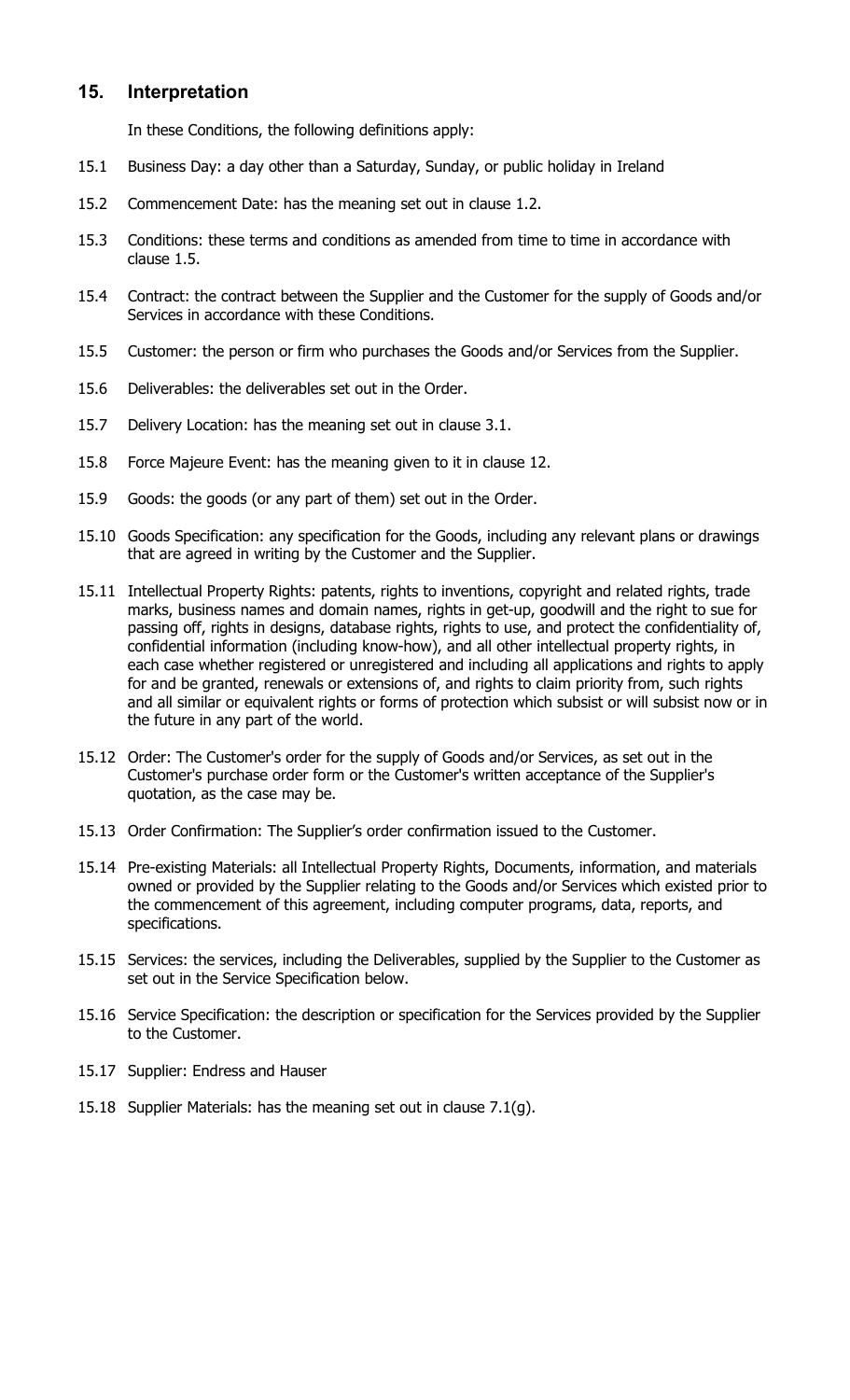## 15. Interpretation

In these Conditions, the following definitions apply:

15.1 Business Day: a day other than a Saturday, Sunday, or public holiday in Ireland

15.2 Commencement Date: has the meaning set out in clause 1.2.

15.3 Conditions: these terms and conditions as amended from time to time in accordance with clause 1.5.

15.4 Contract: the contract between the Supplier and the Customer for the supply of Goods and/or Services in accordance with these Conditions.

15.5 Customer: the person or firm who purchases the Goods and/or Services from the Supplier.

15.6 Deliverables: the deliverables set out in the Order.

15.7 Delivery Location: has the meaning set out in clause 3.1.

15.8 Force Majeure Event: has the meaning given to it in clause 12.

15.9 Goods: the goods (or any part of them) set out in the Order.

15.10 Goods Specification: any specification for the Goods, including any relevant plans or drawings that are agreed in writing by the Customer and the Supplier.

15.11 Intellectual Property Rights: patents, rights to inventions, copyright and related rights, trade marks, business names and domain names, rights in get-up, goodwill and the right to sue for passing off, rights in designs, database rights, rights to use, and protect the confidentiality of, confidential information (including know-how), and all other intellectual property rights, in each case whether registered or unregistered and including all applications and rights to apply for and be granted, renewals or extensions of, and rights to claim priority from, such rights and all similar or equivalent rights or forms of protection which subsist or will subsist now or in the future in any part of the world.

15.12 Order: The Customer's order for the supply of Goods and/or Services, as set out in the Customer's purchase order form or the Customer's written acceptance of the Supplier's quotation, as the case may be.

15.13 Order Confirmation: The Supplier's order confirmation issued to the Customer.

15.14 Pre-existing Materials: all Intellectual Property Rights, Documents, information, and materials owned or provided by the Supplier relating to the Goods and/or Services which existed prior to the commencement of this agreement, including computer programs, data, reports, and specifications.

15.15 Services: the services, including the Deliverables, supplied by the Supplier to the Customer as set out in the Service Specification below.

15.16 Service Specification: the description or specification for the Services provided by the Supplier to the Customer.

15.17 Supplier: Endress and Hauser

15.18 Supplier Materials: has the meaning set out in clause 7.1(g).